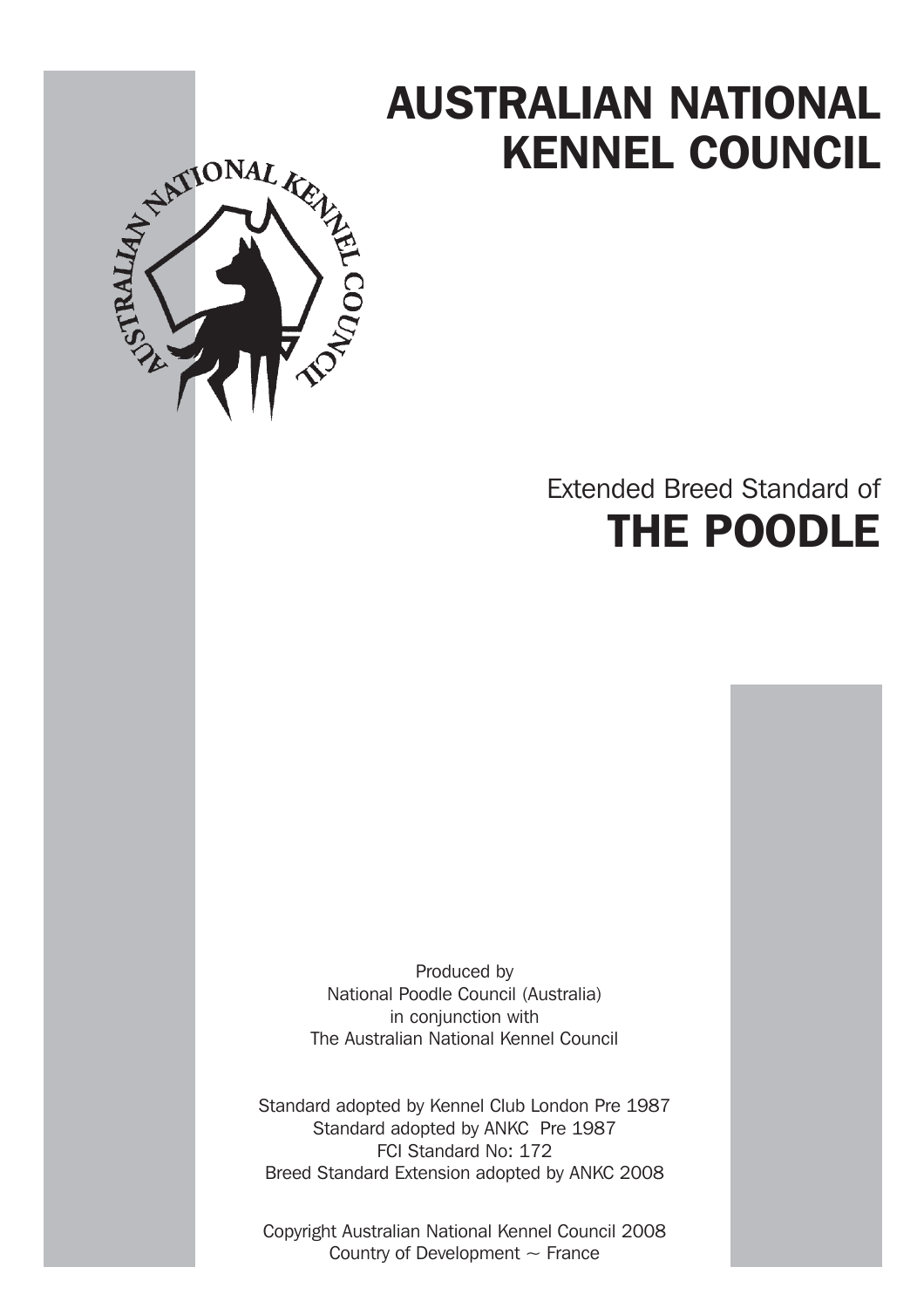# AUSTRALIAN NATIONAL KENNEL COUNCIL

Extended Breed Standard of

# THE POODLE

Produced by
National Poodle Council (Australia)
in conjunction with
The Australian National Kennel Council

Standard adopted by Kennel Club London Pre 1987
Standard adopted by ANKC Pre 1987
FCI Standard No: 172
Breed Standard Extension adopted by ANKC 2008

Copyright Australian National Kennel Council 2008
Country of Development ~ France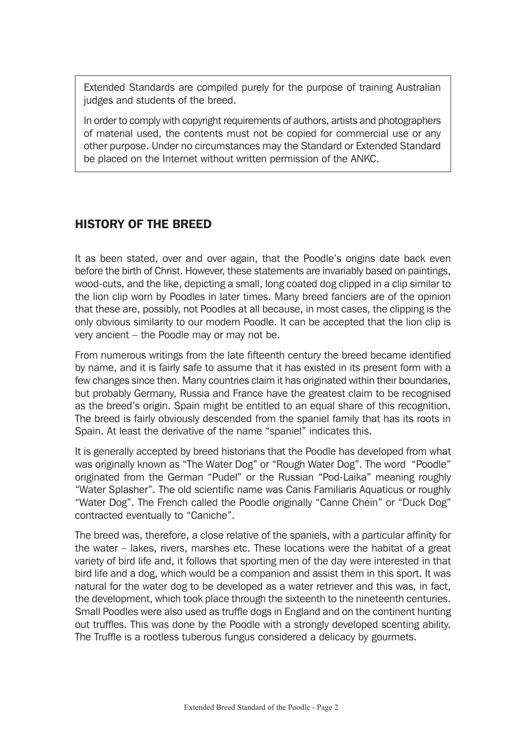Extended Standards are compiled purely for the purpose of training Australian judges and students of the breed.

In order to comply with copyright requirements of authors, artists and photographers of material used, the contents must not be copied for commercial use or any other purpose. Under no circumstances may the Standard or Extended Standard be placed on the Internet without written permission of the ANKC.

## HISTORY OF THE BREED

It as been stated, over and over again, that the Poodle's origins date back even before the birth of Christ. However, these statements are invariably based on paintings, wood-cuts, and the like, depicting a small, long coated dog clipped in a clip similar to the lion clip worn by Poodles in later times. Many breed fanciers are of the opinion that these are, possibly, not Poodles at all because, in most cases, the clipping is the only obvious similarity to our modern Poodle. It can be accepted that the lion clip is very ancient – the Poodle may or may not be.

From numerous writings from the late fifteenth century the breed became identified by name, and it is fairly safe to assume that it has existed in its present form with a few changes since then. Many countries claim it has originated within their boundaries, but probably Germany, Russia and France have the greatest claim to be recognised as the breed's origin. Spain might be entitled to an equal share of this recognition. The breed is fairly obviously descended from the spaniel family that has its roots in Spain. At least the derivative of the name "spaniel" indicates this.

It is generally accepted by breed historians that the Poodle has developed from what was originally known as "The Water Dog" or "Rough Water Dog". The word "Poodle" originated from the German "Pudel" or the Russian "Pod-Laika" meaning roughly "Water Splasher". The old scientific name was Canis Familiaris Aquaticus or roughly "Water Dog". The French called the Poodle originally "Canne Chein" or "Duck Dog" contracted eventually to "Caniche".

The breed was, therefore, a close relative of the spaniels, with a particular affinity for the water – lakes, rivers, marshes etc. These locations were the habitat of a great variety of bird life and, it follows that sporting men of the day were interested in that bird life and a dog, which would be a companion and assist them in this sport. It was natural for the water dog to be developed as a water retriever and this was, in fact, the development, which took place through the sixteenth to the nineteenth centuries. Small Poodles were also used as truffle dogs in England and on the continent hunting out truffles. This was done by the Poodle with a strongly developed scenting ability. The Truffle is a rootless tuberous fungus considered a delicacy by gourmets.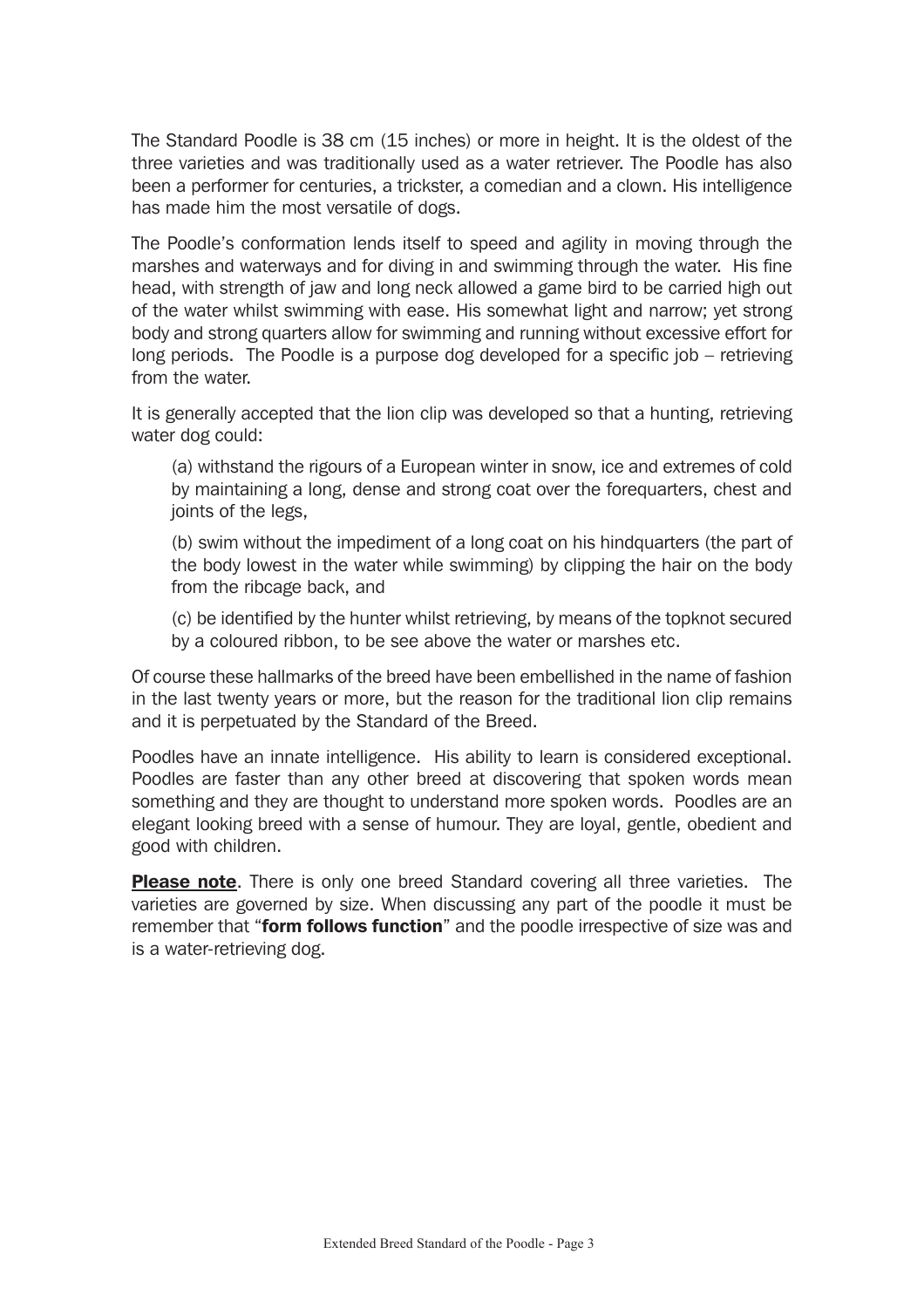The Standard Poodle is 38 cm (15 inches) or more in height. It is the oldest of the three varieties and was traditionally used as a water retriever. The Poodle has also been a performer for centuries, a trickster, a comedian and a clown. His intelligence has made him the most versatile of dogs.

The Poodle's conformation lends itself to speed and agility in moving through the marshes and waterways and for diving in and swimming through the water. His fine head, with strength of jaw and long neck allowed a game bird to be carried high out of the water whilst swimming with ease. His somewhat light and narrow; yet strong body and strong quarters allow for swimming and running without excessive effort for long periods. The Poodle is a purpose dog developed for a specific job – retrieving from the water.

It is generally accepted that the lion clip was developed so that a hunting, retrieving water dog could:

(a) withstand the rigours of a European winter in snow, ice and extremes of cold by maintaining a long, dense and strong coat over the forequarters, chest and joints of the legs,

(b) swim without the impediment of a long coat on his hindquarters (the part of the body lowest in the water while swimming) by clipping the hair on the body from the ribcage back, and

(c) be identified by the hunter whilst retrieving, by means of the topknot secured by a coloured ribbon, to be see above the water or marshes etc.

Of course these hallmarks of the breed have been embellished in the name of fashion in the last twenty years or more, but the reason for the traditional lion clip remains and it is perpetuated by the Standard of the Breed.

Poodles have an innate intelligence. His ability to learn is considered exceptional. Poodles are faster than any other breed at discovering that spoken words mean something and they are thought to understand more spoken words. Poodles are an elegant looking breed with a sense of humour. They are loyal, gentle, obedient and good with children.

**Please note**. There is only one breed Standard covering all three varieties. The varieties are governed by size. When discussing any part of the poodle it must be remember that "**form follows function**" and the poodle irrespective of size was and is a water-retrieving dog.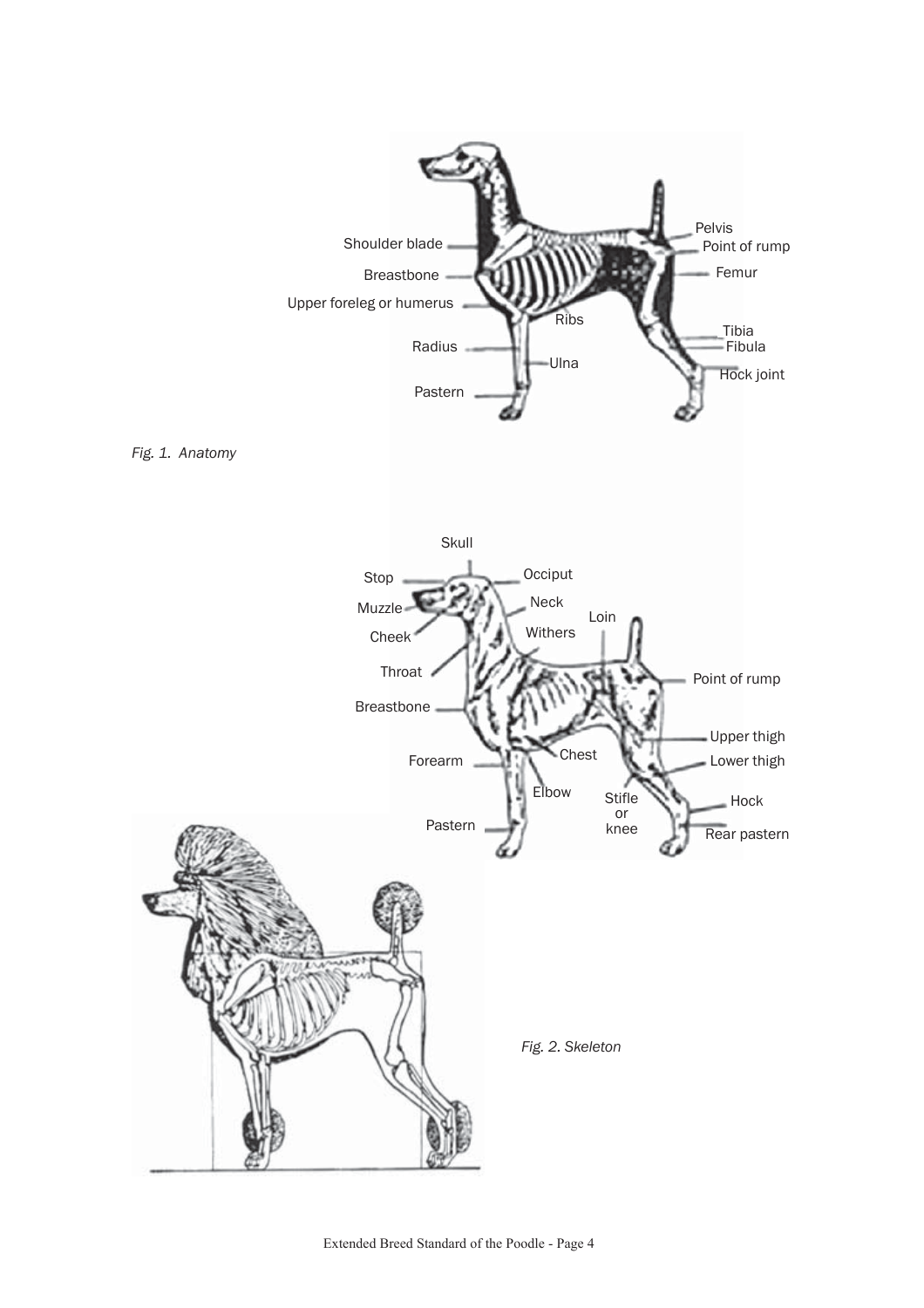*Fig. 1. Anatomy*

*Fig. 2. Skeleton*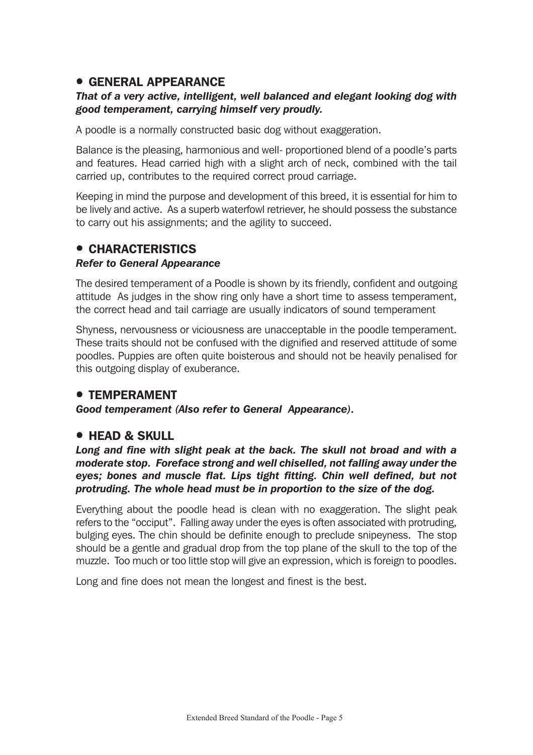## • GENERAL APPEARANCE

***That of a very active, intelligent, well balanced and elegant looking dog with good temperament, carrying himself very proudly.***

A poodle is a normally constructed basic dog without exaggeration.

Balance is the pleasing, harmonious and well- proportioned blend of a poodle's parts and features. Head carried high with a slight arch of neck, combined with the tail carried up, contributes to the required correct proud carriage.

Keeping in mind the purpose and development of this breed, it is essential for him to be lively and active. As a superb waterfowl retriever, he should possess the substance to carry out his assignments; and the agility to succeed.

## • CHARACTERISTICS

***Refer to General Appearance***

The desired temperament of a Poodle is shown by its friendly, confident and outgoing attitude As judges in the show ring only have a short time to assess temperament, the correct head and tail carriage are usually indicators of sound temperament

Shyness, nervousness or viciousness are unacceptable in the poodle temperament. These traits should not be confused with the dignified and reserved attitude of some poodles. Puppies are often quite boisterous and should not be heavily penalised for this outgoing display of exuberance.

## • TEMPERAMENT

***Good temperament (Also refer to General Appearance).***

## • HEAD & SKULL

***Long and fine with slight peak at the back. The skull not broad and with a moderate stop. Foreface strong and well chiselled, not falling away under the eyes; bones and muscle flat. Lips tight fitting. Chin well defined, but not protruding. The whole head must be in proportion to the size of the dog.***

Everything about the poodle head is clean with no exaggeration. The slight peak refers to the "occiput". Falling away under the eyes is often associated with protruding, bulging eyes. The chin should be definite enough to preclude snipeyness. The stop should be a gentle and gradual drop from the top plane of the skull to the top of the muzzle. Too much or too little stop will give an expression, which is foreign to poodles.

Long and fine does not mean the longest and finest is the best.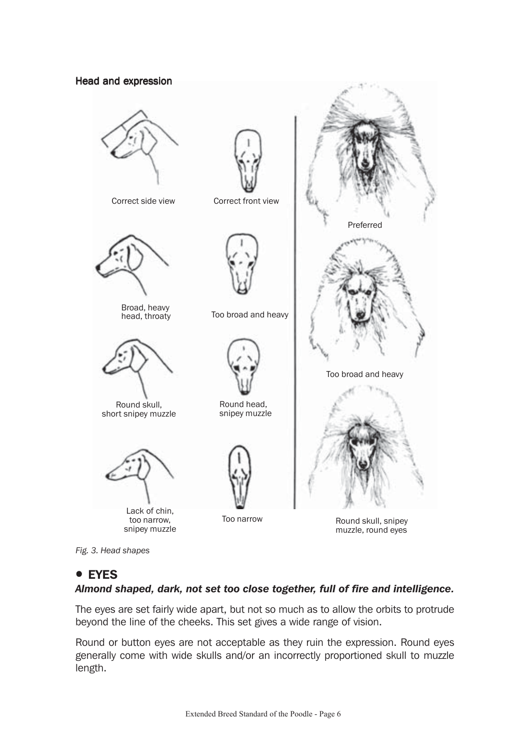**Head and expression**

Correct side view

Correct front view

Preferred

Broad, heavy head, throaty

Too broad and heavy

Too broad and heavy

Round skull, short snipey muzzle

Round head, snipey muzzle

Lack of chin, too narrow, snipey muzzle

Too narrow

Round skull, snipey muzzle, round eyes

*Fig. 3. Head shapes*

## • EYES

***Almond shaped, dark, not set too close together, full of fire and intelligence.***

The eyes are set fairly wide apart, but not so much as to allow the orbits to protrude beyond the line of the cheeks. This set gives a wide range of vision.

Round or button eyes are not acceptable as they ruin the expression. Round eyes generally come with wide skulls and/or an incorrectly proportioned skull to muzzle length.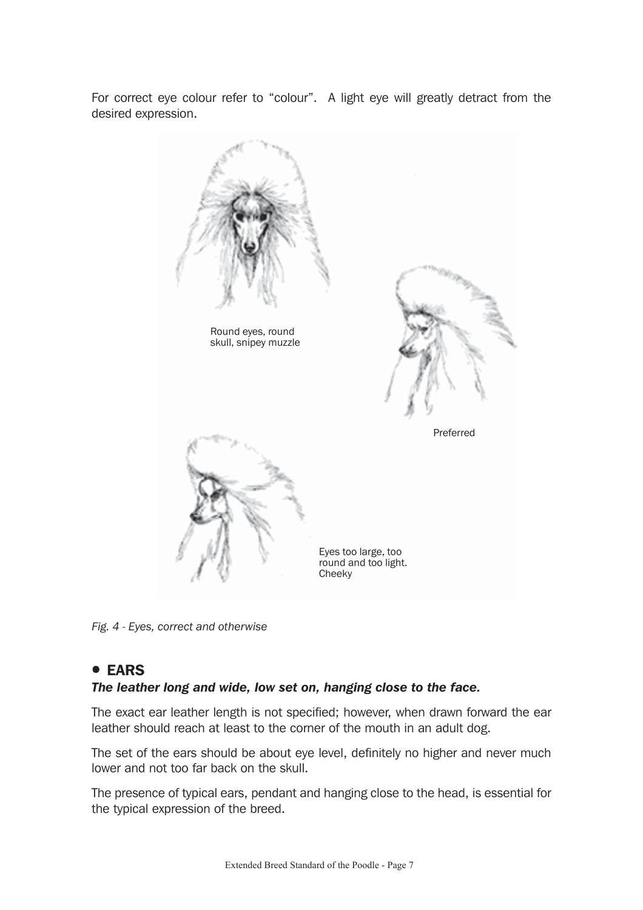For correct eye colour refer to "colour". A light eye will greatly detract from the desired expression.

Round eyes, round skull, snipey muzzle

Preferred

Eyes too large, too round and too light. Cheeky

*Fig. 4 - Eyes, correct and otherwise*

## • EARS

***The leather long and wide, low set on, hanging close to the face.***

The exact ear leather length is not specified; however, when drawn forward the ear leather should reach at least to the corner of the mouth in an adult dog.

The set of the ears should be about eye level, definitely no higher and never much lower and not too far back on the skull.

The presence of typical ears, pendant and hanging close to the head, is essential for the typical expression of the breed.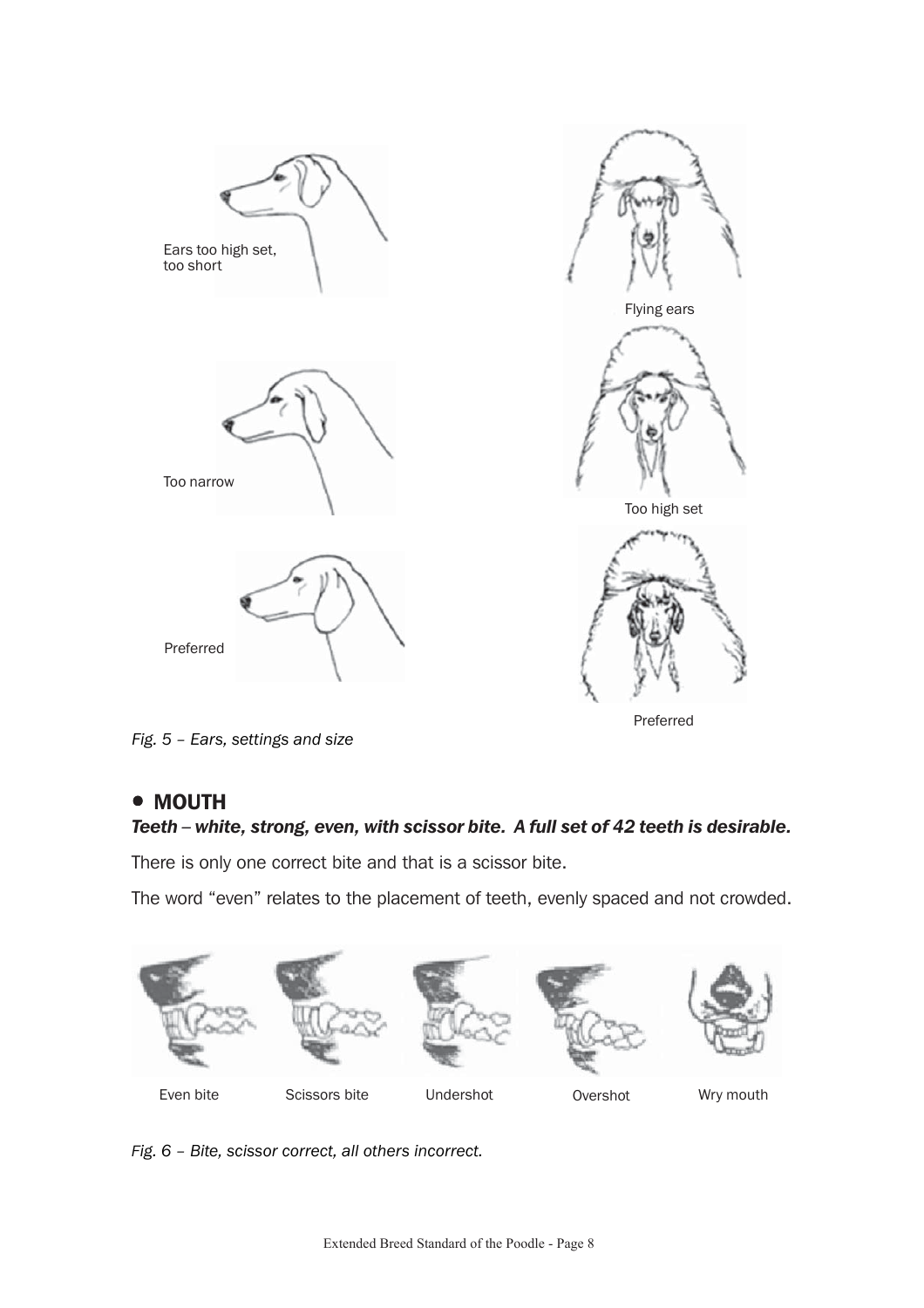Ears too high set, too short

Too narrow

Preferred

Flying ears

Too high set

Preferred

*Fig. 5 – Ears, settings and size*

## • MOUTH

***Teeth – white, strong, even, with scissor bite. A full set of 42 teeth is desirable.***

There is only one correct bite and that is a scissor bite.

The word "even" relates to the placement of teeth, evenly spaced and not crowded.

Even bite | Scissors bite | Undershot | Overshot | Wry mouth

*Fig. 6 – Bite, scissor correct, all others incorrect.*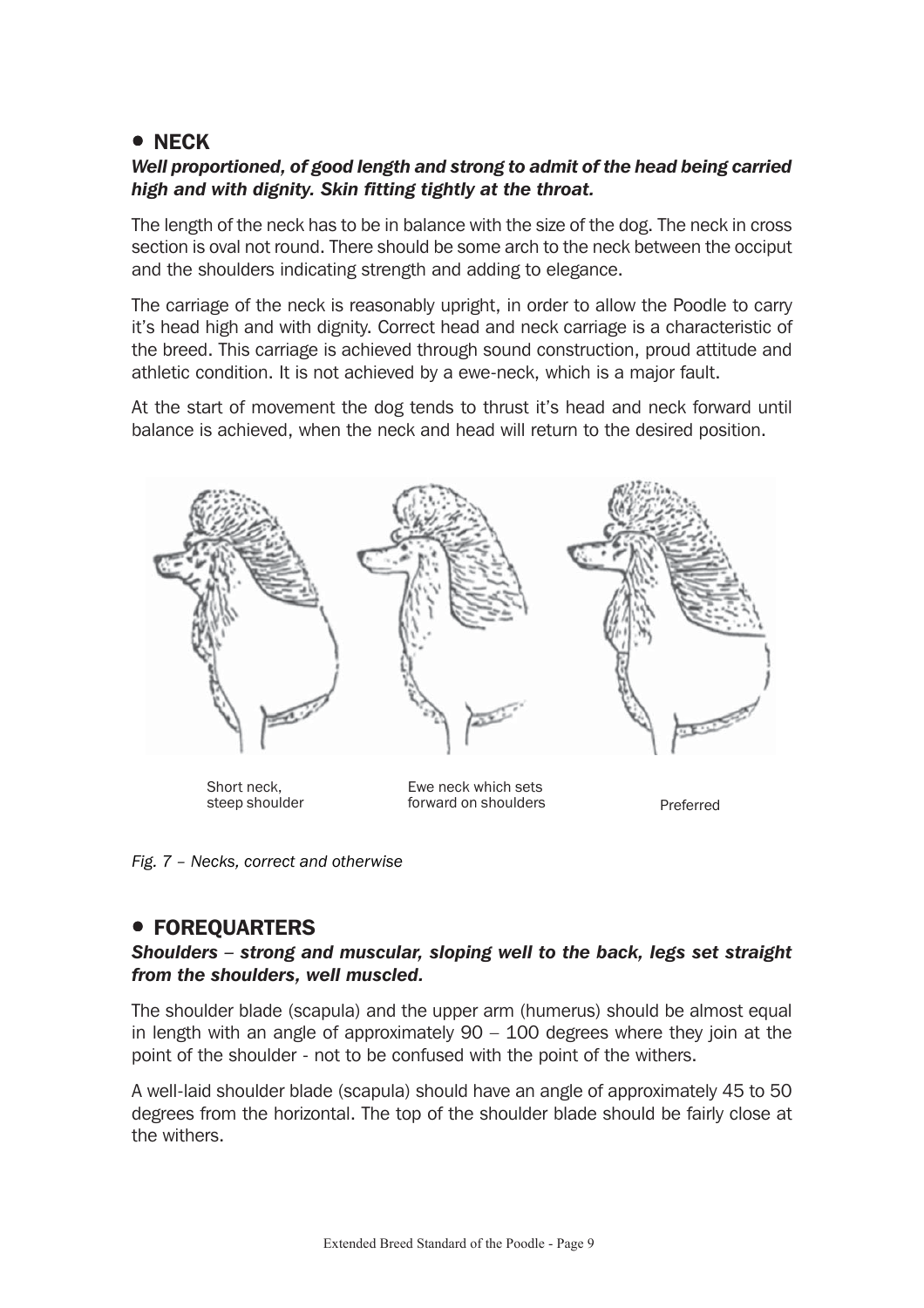## • NECK

***Well proportioned, of good length and strong to admit of the head being carried high and with dignity. Skin fitting tightly at the throat.***

The length of the neck has to be in balance with the size of the dog. The neck in cross section is oval not round. There should be some arch to the neck between the occiput and the shoulders indicating strength and adding to elegance.

The carriage of the neck is reasonably upright, in order to allow the Poodle to carry it's head high and with dignity. Correct head and neck carriage is a characteristic of the breed. This carriage is achieved through sound construction, proud attitude and athletic condition. It is not achieved by a ewe-neck, which is a major fault.

At the start of movement the dog tends to thrust it's head and neck forward until balance is achieved, when the neck and head will return to the desired position.

Short neck, steep shoulder

Ewe neck which sets forward on shoulders

Preferred

*Fig. 7 – Necks, correct and otherwise*

## • FOREQUARTERS

***Shoulders – strong and muscular, sloping well to the back, legs set straight from the shoulders, well muscled.***

The shoulder blade (scapula) and the upper arm (humerus) should be almost equal in length with an angle of approximately 90 – 100 degrees where they join at the point of the shoulder - not to be confused with the point of the withers.

A well-laid shoulder blade (scapula) should have an angle of approximately 45 to 50 degrees from the horizontal. The top of the shoulder blade should be fairly close at the withers.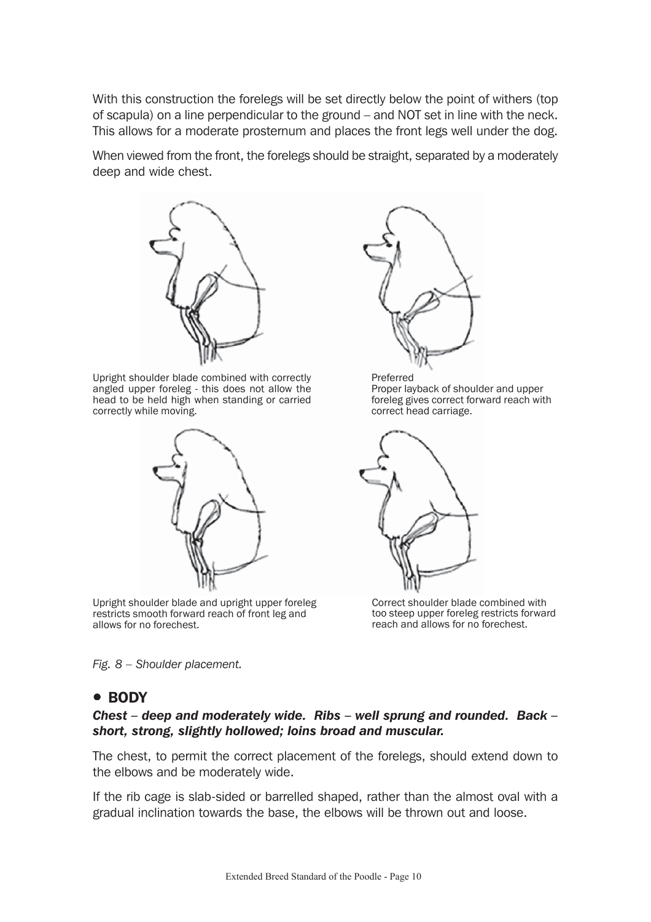With this construction the forelegs will be set directly below the point of withers (top of scapula) on a line perpendicular to the ground – and NOT set in line with the neck. This allows for a moderate prosternum and places the front legs well under the dog.

When viewed from the front, the forelegs should be straight, separated by a moderately deep and wide chest.

Upright shoulder blade combined with correctly angled upper foreleg - this does not allow the head to be held high when standing or carried correctly while moving.

Preferred
Proper layback of shoulder and upper foreleg gives correct forward reach with correct head carriage.

Upright shoulder blade and upright upper foreleg restricts smooth forward reach of front leg and allows for no forechest.

Correct shoulder blade combined with too steep upper foreleg restricts forward reach and allows for no forechest.

*Fig. 8 – Shoulder placement.*

## • BODY

***Chest – deep and moderately wide. Ribs – well sprung and rounded. Back – short, strong, slightly hollowed; loins broad and muscular.***

The chest, to permit the correct placement of the forelegs, should extend down to the elbows and be moderately wide.

If the rib cage is slab-sided or barrelled shaped, rather than the almost oval with a gradual inclination towards the base, the elbows will be thrown out and loose.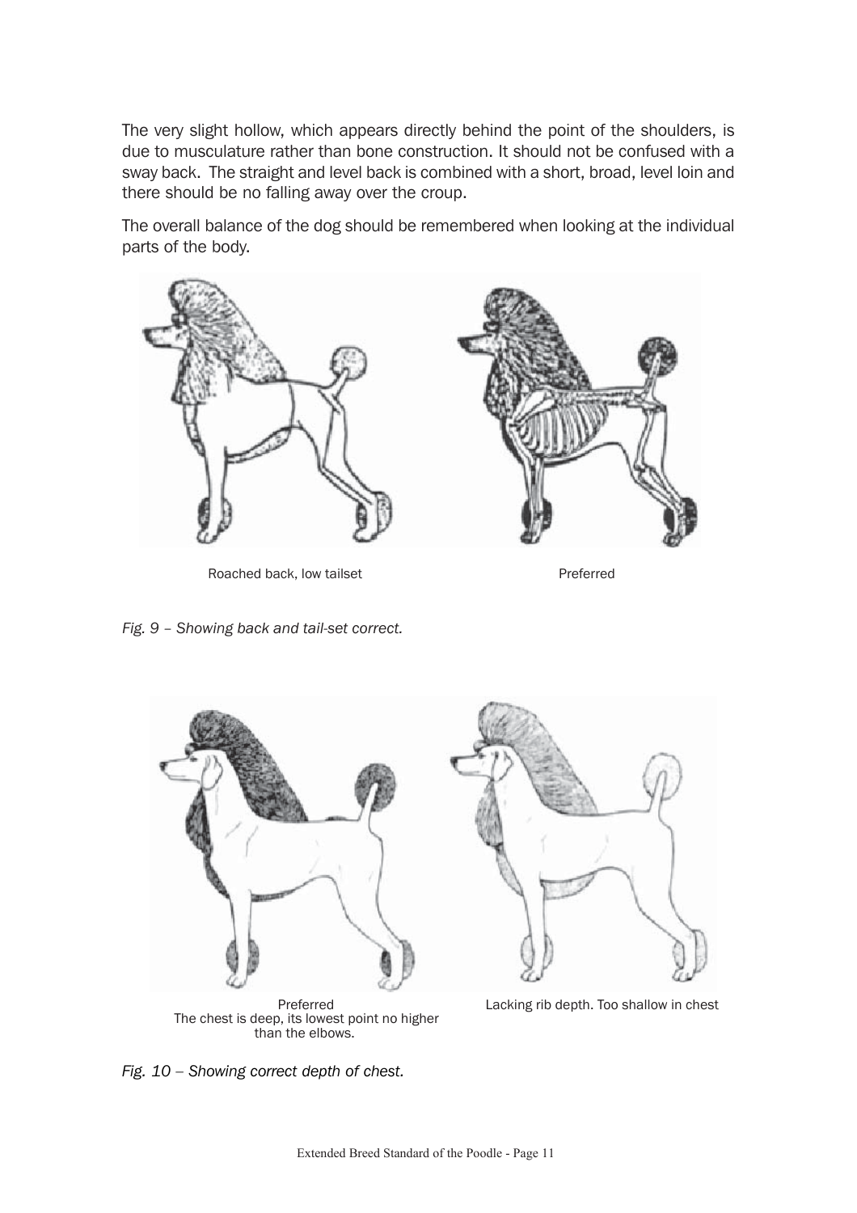The very slight hollow, which appears directly behind the point of the shoulders, is due to musculature rather than bone construction. It should not be confused with a sway back. The straight and level back is combined with a short, broad, level loin and there should be no falling away over the croup.

The overall balance of the dog should be remembered when looking at the individual parts of the body.

Roached back, low tailset

Preferred

*Fig. 9 – Showing back and tail-set correct.*

Preferred
The chest is deep, its lowest point no higher than the elbows.

Lacking rib depth. Too shallow in chest

*Fig. 10 – Showing correct depth of chest.*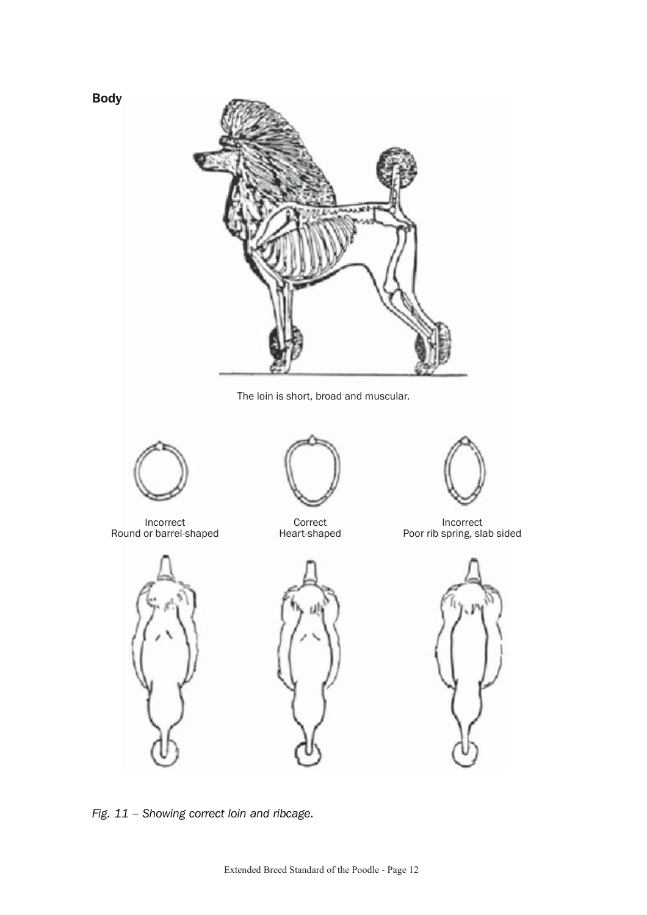## Body

The loin is short, broad and muscular.

Incorrect
Round or barrel-shaped

Correct
Heart-shaped

Incorrect
Poor rib spring, slab sided

*Fig. 11 – Showing correct loin and ribcage.*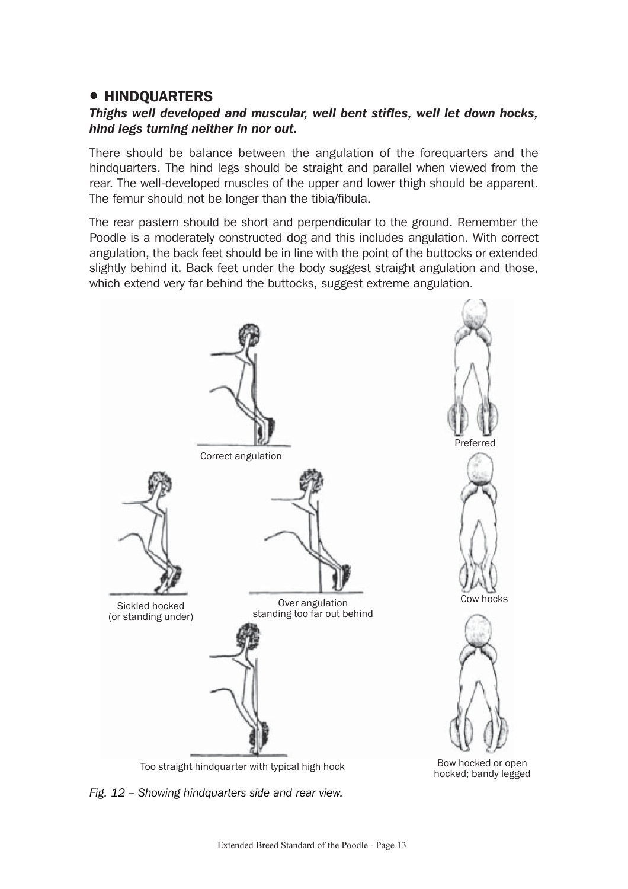## • HINDQUARTERS

***Thighs well developed and muscular, well bent stifles, well let down hocks, hind legs turning neither in nor out.***

There should be balance between the angulation of the forequarters and the hindquarters. The hind legs should be straight and parallel when viewed from the rear. The well-developed muscles of the upper and lower thigh should be apparent. The femur should not be longer than the tibia/fibula.

The rear pastern should be short and perpendicular to the ground. Remember the Poodle is a moderately constructed dog and this includes angulation. With correct angulation, the back feet should be in line with the point of the buttocks or extended slightly behind it. Back feet under the body suggest straight angulation and those, which extend very far behind the buttocks, suggest extreme angulation.

Correct angulation

Preferred

Sickled hocked (or standing under)

Over angulation standing too far out behind

Cow hocks

Too straight hindquarter with typical high hock

Bow hocked or open hocked; bandy legged

*Fig. 12 – Showing hindquarters side and rear view.*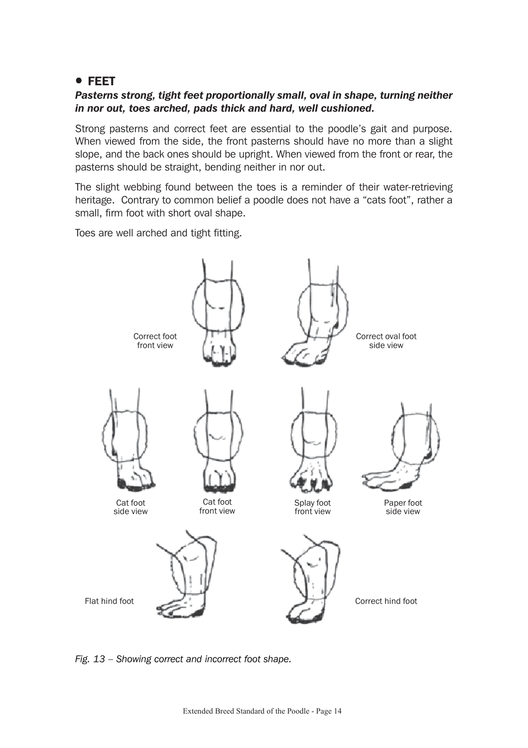## • FEET

***Pasterns strong, tight feet proportionally small, oval in shape, turning neither in nor out, toes arched, pads thick and hard, well cushioned.***

Strong pasterns and correct feet are essential to the poodle's gait and purpose. When viewed from the side, the front pasterns should have no more than a slight slope, and the back ones should be upright. When viewed from the front or rear, the pasterns should be straight, bending neither in nor out.

The slight webbing found between the toes is a reminder of their water-retrieving heritage. Contrary to common belief a poodle does not have a "cats foot", rather a small, firm foot with short oval shape.

Toes are well arched and tight fitting.

Correct foot front view

Correct oval foot side view

Cat foot side view

Cat foot front view

Splay foot front view

Paper foot side view

Flat hind foot

Correct hind foot

*Fig. 13 – Showing correct and incorrect foot shape.*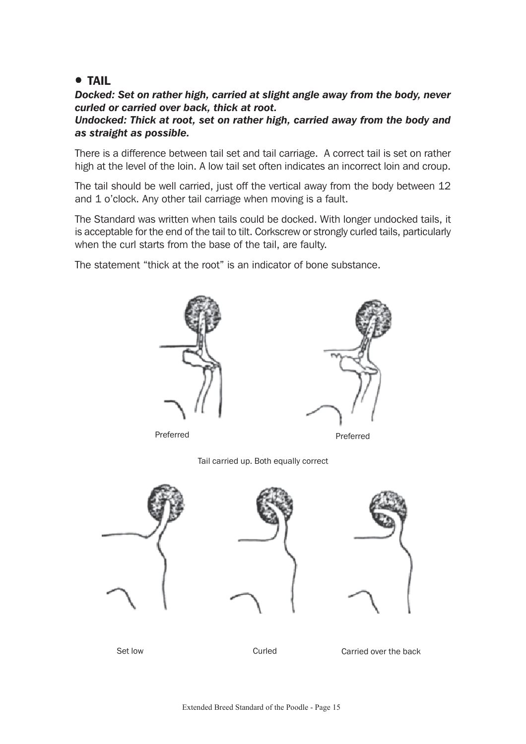## • TAIL

***Docked: Set on rather high, carried at slight angle away from the body, never curled or carried over back, thick at root.***
***Undocked: Thick at root, set on rather high, carried away from the body and as straight as possible.***

There is a difference between tail set and tail carriage. A correct tail is set on rather high at the level of the loin. A low tail set often indicates an incorrect loin and croup.

The tail should be well carried, just off the vertical away from the body between 12 and 1 o'clock. Any other tail carriage when moving is a fault.

The Standard was written when tails could be docked. With longer undocked tails, it is acceptable for the end of the tail to tilt. Corkscrew or strongly curled tails, particularly when the curl starts from the base of the tail, are faulty.

The statement "thick at the root" is an indicator of bone substance.

Preferred

Preferred

Tail carried up. Both equally correct

Set low

Curled

Carried over the back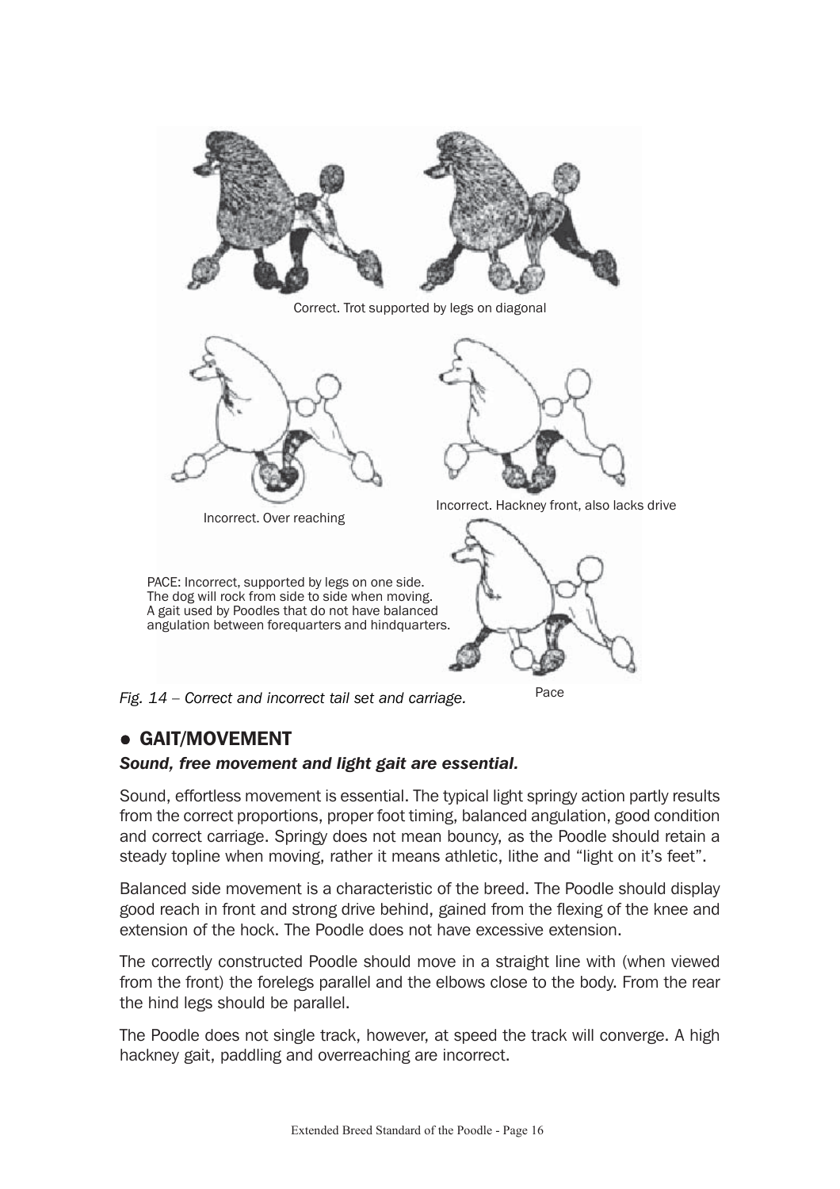Correct. Trot supported by legs on diagonal

Incorrect. Over reaching

Incorrect. Hackney front, also lacks drive

PACE: Incorrect, supported by legs on one side. The dog will rock from side to side when moving. A gait used by Poodles that do not have balanced angulation between forequarters and hindquarters.

Pace

*Fig. 14 – Correct and incorrect tail set and carriage.*

## • GAIT/MOVEMENT

***Sound, free movement and light gait are essential.***

Sound, effortless movement is essential. The typical light springy action partly results from the correct proportions, proper foot timing, balanced angulation, good condition and correct carriage. Springy does not mean bouncy, as the Poodle should retain a steady topline when moving, rather it means athletic, lithe and "light on it's feet".

Balanced side movement is a characteristic of the breed. The Poodle should display good reach in front and strong drive behind, gained from the flexing of the knee and extension of the hock. The Poodle does not have excessive extension.

The correctly constructed Poodle should move in a straight line with (when viewed from the front) the forelegs parallel and the elbows close to the body. From the rear the hind legs should be parallel.

The Poodle does not single track, however, at speed the track will converge. A high hackney gait, paddling and overreaching are incorrect.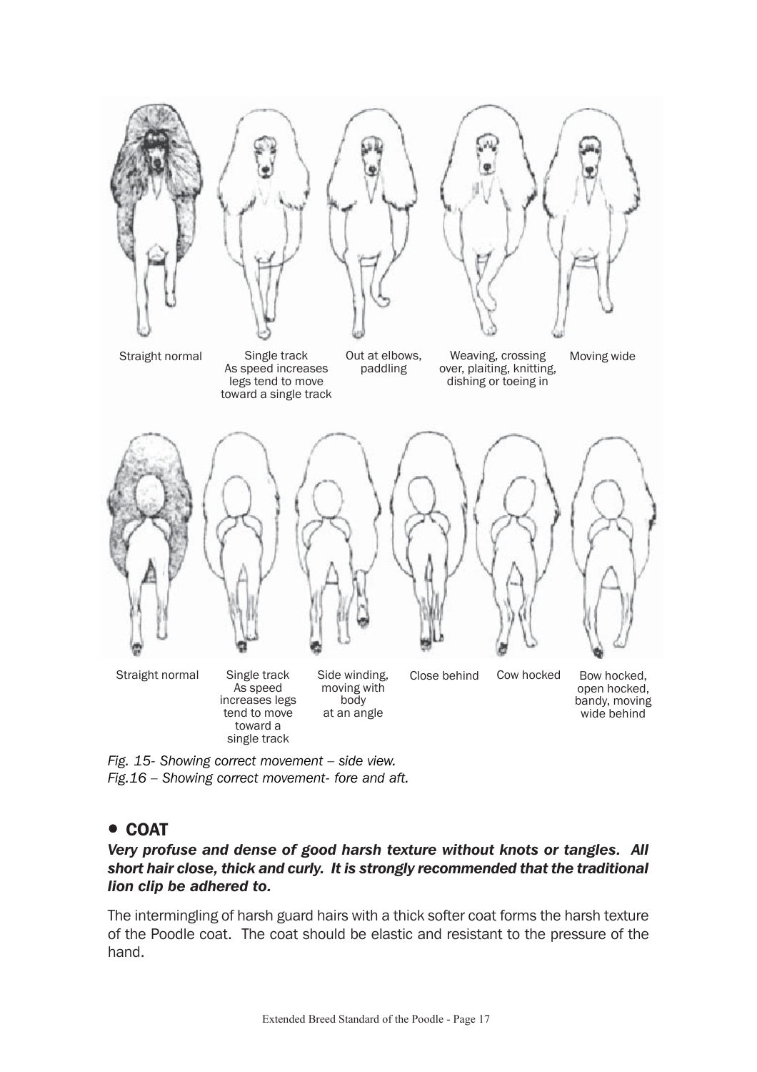Straight normal

Single track
As speed increases legs tend to move toward a single track

Out at elbows, paddling

Weaving, crossing over, plaiting, knitting, dishing or toeing in

Moving wide

Straight normal

Single track
As speed increases legs tend to move toward a single track

Side winding, moving with body at an angle

Close behind

Cow hocked

Bow hocked, open hocked, bandy, moving wide behind

*Fig. 15- Showing correct movement – side view.*
*Fig.16 – Showing correct movement- fore and aft.*

## • COAT

***Very profuse and dense of good harsh texture without knots or tangles. All short hair close, thick and curly. It is strongly recommended that the traditional lion clip be adhered to.***

The intermingling of harsh guard hairs with a thick softer coat forms the harsh texture of the Poodle coat. The coat should be elastic and resistant to the pressure of the hand.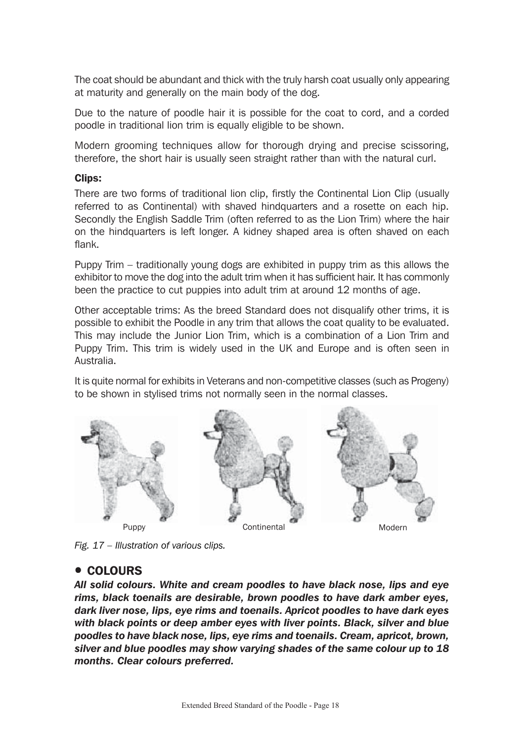The coat should be abundant and thick with the truly harsh coat usually only appearing at maturity and generally on the main body of the dog.

Due to the nature of poodle hair it is possible for the coat to cord, and a corded poodle in traditional lion trim is equally eligible to be shown.

Modern grooming techniques allow for thorough drying and precise scissoring, therefore, the short hair is usually seen straight rather than with the natural curl.

**Clips:**

There are two forms of traditional lion clip, firstly the Continental Lion Clip (usually referred to as Continental) with shaved hindquarters and a rosette on each hip. Secondly the English Saddle Trim (often referred to as the Lion Trim) where the hair on the hindquarters is left longer. A kidney shaped area is often shaved on each flank.

Puppy Trim – traditionally young dogs are exhibited in puppy trim as this allows the exhibitor to move the dog into the adult trim when it has sufficient hair. It has commonly been the practice to cut puppies into adult trim at around 12 months of age.

Other acceptable trims: As the breed Standard does not disqualify other trims, it is possible to exhibit the Poodle in any trim that allows the coat quality to be evaluated. This may include the Junior Lion Trim, which is a combination of a Lion Trim and Puppy Trim. This trim is widely used in the UK and Europe and is often seen in Australia.

It is quite normal for exhibits in Veterans and non-competitive classes (such as Progeny) to be shown in stylised trims not normally seen in the normal classes.

Puppy Continental Modern

*Fig. 17 – Illustration of various clips.*

## • COLOURS

***All solid colours. White and cream poodles to have black nose, lips and eye rims, black toenails are desirable, brown poodles to have dark amber eyes, dark liver nose, lips, eye rims and toenails. Apricot poodles to have dark eyes with black points or deep amber eyes with liver points. Black, silver and blue poodles to have black nose, lips, eye rims and toenails. Cream, apricot, brown, silver and blue poodles may show varying shades of the same colour up to 18 months. Clear colours preferred.***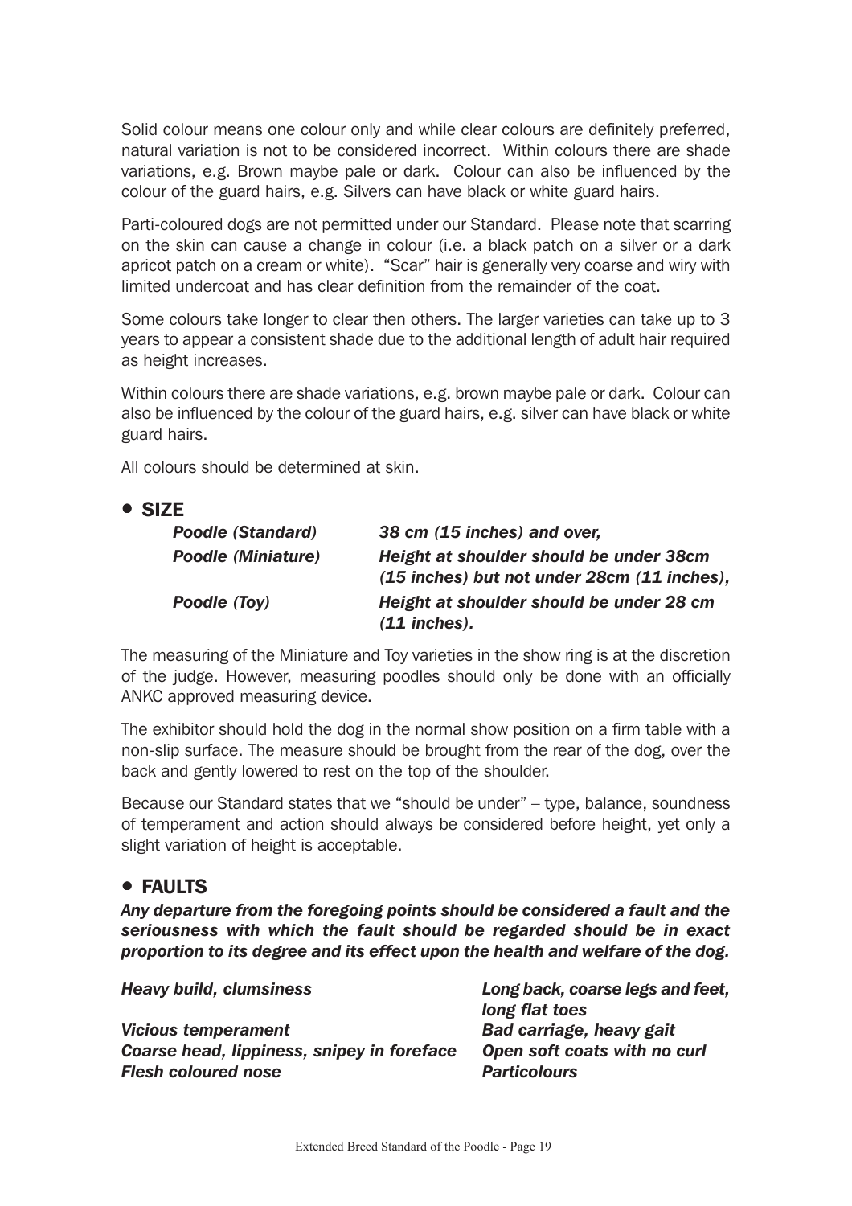Solid colour means one colour only and while clear colours are definitely preferred, natural variation is not to be considered incorrect. Within colours there are shade variations, e.g. Brown maybe pale or dark. Colour can also be influenced by the colour of the guard hairs, e.g. Silvers can have black or white guard hairs.

Parti-coloured dogs are not permitted under our Standard. Please note that scarring on the skin can cause a change in colour (i.e. a black patch on a silver or a dark apricot patch on a cream or white). "Scar" hair is generally very coarse and wiry with limited undercoat and has clear definition from the remainder of the coat.

Some colours take longer to clear then others. The larger varieties can take up to 3 years to appear a consistent shade due to the additional length of adult hair required as height increases.

Within colours there are shade variations, e.g. brown maybe pale or dark. Colour can also be influenced by the colour of the guard hairs, e.g. silver can have black or white guard hairs.

All colours should be determined at skin.

## • SIZE

| | |
|---|---|
| ***Poodle (Standard)*** | ***38 cm (15 inches) and over,*** |
| ***Poodle (Miniature)*** | ***Height at shoulder should be under 38cm (15 inches) but not under 28cm (11 inches),*** |
| ***Poodle (Toy)*** | ***Height at shoulder should be under 28 cm (11 inches).*** |

The measuring of the Miniature and Toy varieties in the show ring is at the discretion of the judge. However, measuring poodles should only be done with an officially ANKC approved measuring device.

The exhibitor should hold the dog in the normal show position on a firm table with a non-slip surface. The measure should be brought from the rear of the dog, over the back and gently lowered to rest on the top of the shoulder.

Because our Standard states that we "should be under" – type, balance, soundness of temperament and action should always be considered before height, yet only a slight variation of height is acceptable.

## • FAULTS

***Any departure from the foregoing points should be considered a fault and the seriousness with which the fault should be regarded should be in exact proportion to its degree and its effect upon the health and welfare of the dog.***

| | |
|---|---|
| ***Heavy build, clumsiness*** | ***Long back, coarse legs and feet, long flat toes*** |
| ***Vicious temperament*** | ***Bad carriage, heavy gait*** |
| ***Coarse head, lippiness, snipey in foreface*** | ***Open soft coats with no curl*** |
| ***Flesh coloured nose*** | ***Particolours*** |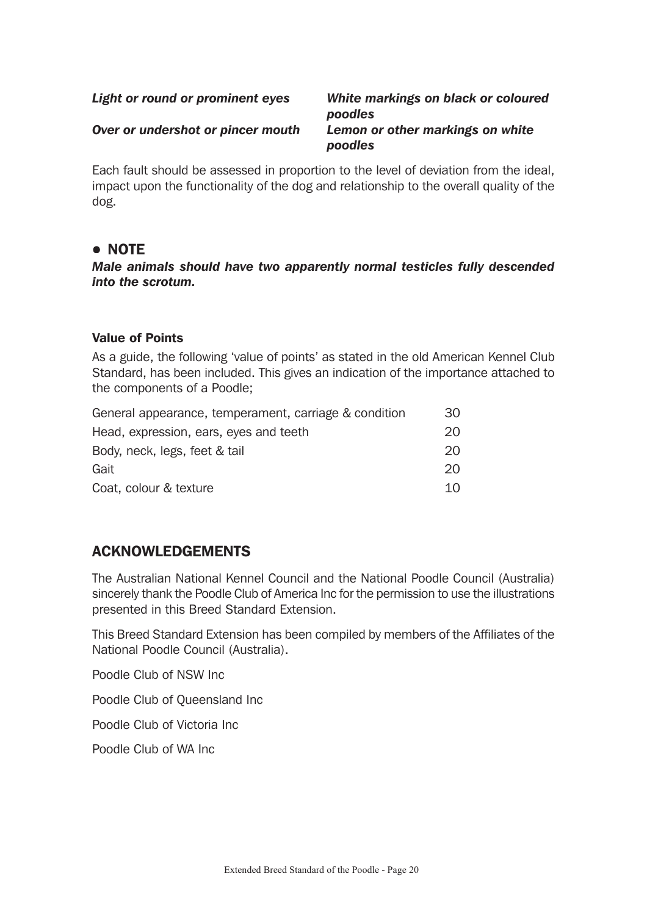***Light or round or prominent eyes***

***Over or undershot or pincer mouth***

***White markings on black or coloured poodles***

***Lemon or other markings on white poodles***

Each fault should be assessed in proportion to the level of deviation from the ideal, impact upon the functionality of the dog and relationship to the overall quality of the dog.

## • NOTE

***Male animals should have two apparently normal testicles fully descended into the scrotum.***

### Value of Points

As a guide, the following 'value of points' as stated in the old American Kennel Club Standard, has been included. This gives an indication of the importance attached to the components of a Poodle;

| | |
|---|---|
| General appearance, temperament, carriage & condition | 30 |
| Head, expression, ears, eyes and teeth | 20 |
| Body, neck, legs, feet & tail | 20 |
| Gait | 20 |
| Coat, colour & texture | 10 |

## ACKNOWLEDGEMENTS

The Australian National Kennel Council and the National Poodle Council (Australia) sincerely thank the Poodle Club of America Inc for the permission to use the illustrations presented in this Breed Standard Extension.

This Breed Standard Extension has been compiled by members of the Affiliates of the National Poodle Council (Australia).

Poodle Club of NSW Inc

Poodle Club of Queensland Inc

Poodle Club of Victoria Inc

Poodle Club of WA Inc